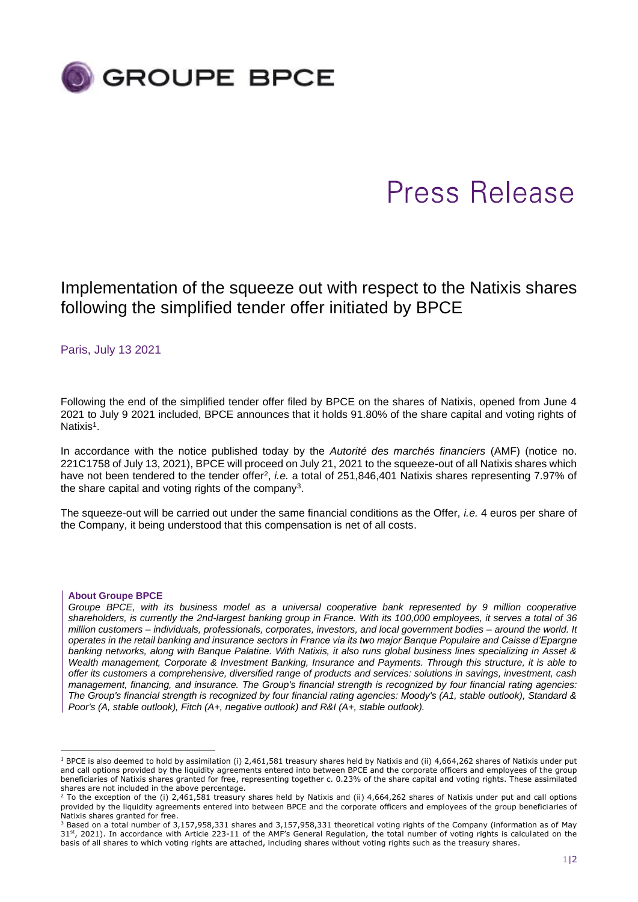GROUPE BPCE

# Press Release

## Implementation of the squeeze out with respect to the Natixis shares following the simplified tender offer initiated by BPCE

Paris, July 13 2021

Following the end of the simplified tender offer filed by BPCE on the shares of Natixis, opened from June 4 2021 to July 9 2021 included, BPCE announces that it holds 91.80% of the share capital and voting rights of Natixis[1].

In accordance with the notice published today by the *Autorité des marchés financiers* (AMF) (notice no. 221C1758 of July 13, 2021), BPCE will proceed on July 21, 2021 to the squeeze-out of all Natixis shares which have not been tendered to the tender offer[2], *i.e.* a total of 251,846,401 Natixis shares representing 7.97% of the share capital and voting rights of the company[3].

The squeeze-out will be carried out under the same financial conditions as the Offer, *i.e.* 4 euros per share of the Company, it being understood that this compensation is net of all costs.

**About Groupe BPCE**

*Groupe BPCE, with its business model as a universal cooperative bank represented by 9 million cooperative shareholders, is currently the 2nd-largest banking group in France. With its 100,000 employees, it serves a total of 36 million customers – individuals, professionals, corporates, investors, and local government bodies – around the world. It operates in the retail banking and insurance sectors in France via its two major Banque Populaire and Caisse d'Epargne banking networks, along with Banque Palatine. With Natixis, it also runs global business lines specializing in Asset & Wealth management, Corporate & Investment Banking, Insurance and Payments. Through this structure, it is able to offer its customers a comprehensive, diversified range of products and services: solutions in savings, investment, cash management, financing, and insurance. The Group's financial strength is recognized by four financial rating agencies: The Group's financial strength is recognized by four financial rating agencies: Moody's (A1, stable outlook), Standard & Poor's (A, stable outlook), Fitch (A+, negative outlook) and R&I (A+, stable outlook).*

---

[1] BPCE is also deemed to hold by assimilation (i) 2,461,581 treasury shares held by Natixis and (ii) 4,664,262 shares of Natixis under put and call options provided by the liquidity agreements entered into between BPCE and the corporate officers and employees of the group beneficiaries of Natixis shares granted for free, representing together c. 0.23% of the share capital and voting rights. These assimilated shares are not included in the above percentage.

[2] To the exception of the (i) 2,461,581 treasury shares held by Natixis and (ii) 4,664,262 shares of Natixis under put and call options provided by the liquidity agreements entered into between BPCE and the corporate officers and employees of the group beneficiaries of Natixis shares granted for free.

[3] Based on a total number of 3,157,958,331 shares and 3,157,958,331 theoretical voting rights of the Company (information as of May 31st, 2021). In accordance with Article 223-11 of the AMF's General Regulation, the total number of voting rights is calculated on the basis of all shares to which voting rights are attached, including shares without voting rights such as the treasury shares.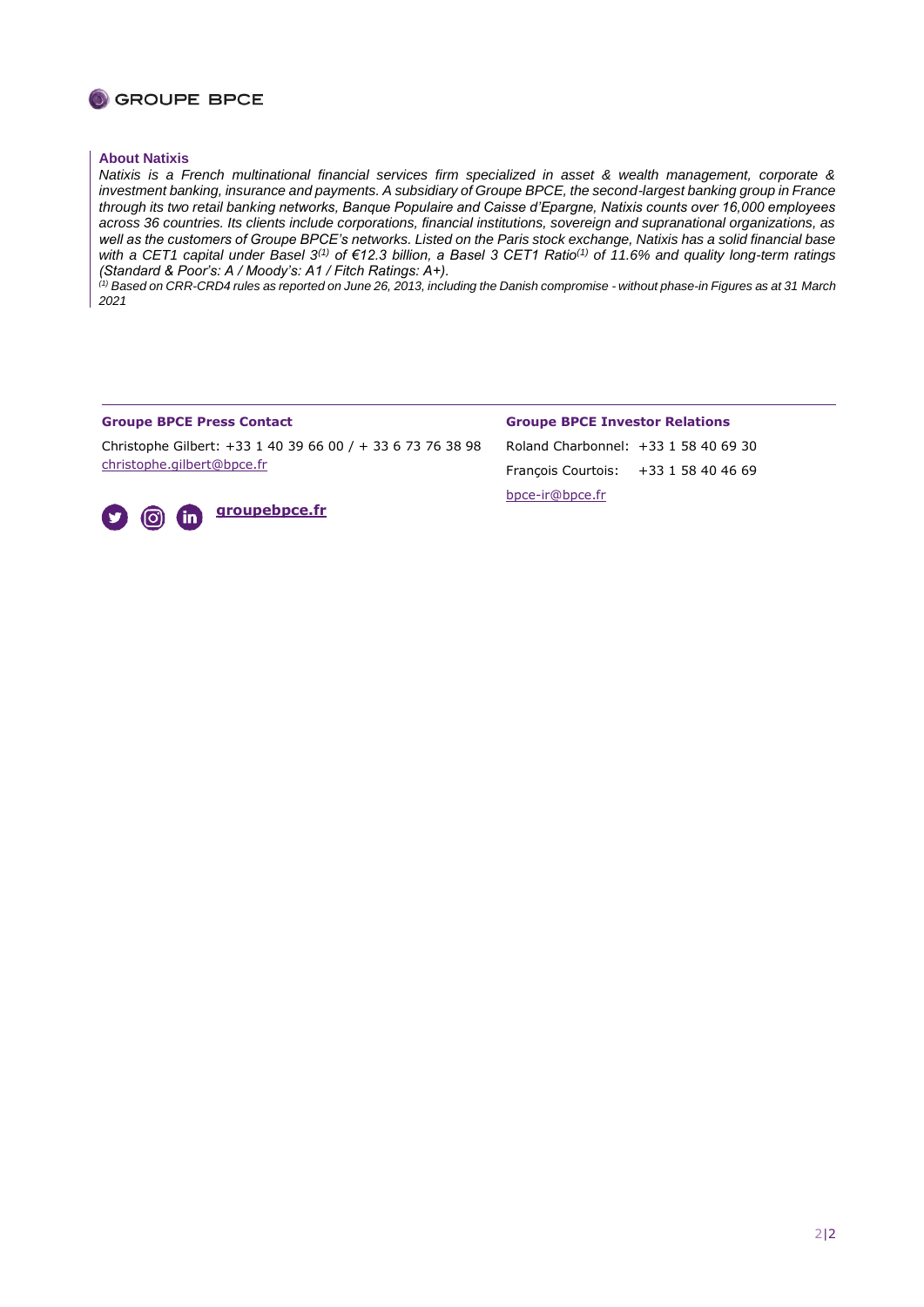### About Natixis

*Natixis is a French multinational financial services firm specialized in asset & wealth management, corporate & investment banking, insurance and payments. A subsidiary of Groupe BPCE, the second-largest banking group in France through its two retail banking networks, Banque Populaire and Caisse d'Epargne, Natixis counts over 16,000 employees across 36 countries. Its clients include corporations, financial institutions, sovereign and supranational organizations, as well as the customers of Groupe BPCE's networks. Listed on the Paris stock exchange, Natixis has a solid financial base with a CET1 capital under Basel 3[1] of €12.3 billion, a Basel 3 CET1 Ratio[1] of 11.6% and quality long-term ratings (Standard & Poor's: A / Moody's: A1 / Fitch Ratings: A+).*

*[1] Based on CRR-CRD4 rules as reported on June 26, 2013, including the Danish compromise - without phase-in Figures as at 31 March 2021*

---

**Groupe BPCE Press Contact**

Christophe Gilbert: +33 1 40 39 66 00 / + 33 6 73 76 38 98
christophe.gilbert@bpce.fr

**groupebpce.fr**

**Groupe BPCE Investor Relations**

Roland Charbonnel: +33 1 58 40 69 30

François Courtois: +33 1 58 40 46 69

bpce-ir@bpce.fr